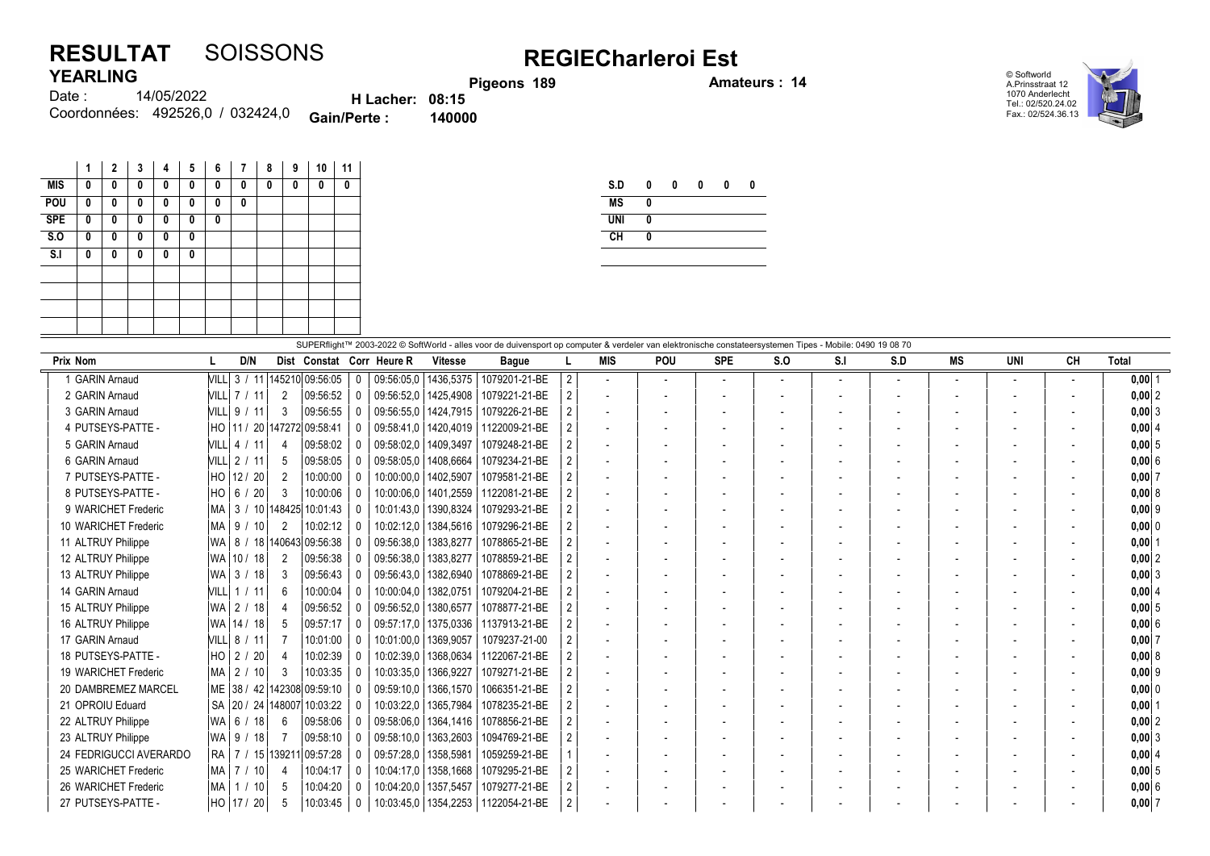# RESULTAT SOISSONS

## REGIECharleroi Est

**YEARLING**

Date : 14/05/2022

Coordonnées: 492526,0 / 032424,0

**Pigeons 189**

**H Lacher: 08:15**

**Gain/Perte : 140000**

**Amateurs : 14**

© Softworld
A.Prinsstraat 12
1070 Anderlecht
Tel.: 02/520.24.02
Fax.: 02/524.36.13

| | 1 | 2 | 3 | 4 | 5 | 6 | 7 | 8 | 9 | 10 | 11 |
|---|---|---|---|---|---|---|---|---|---|---|---|
| MIS | 0 | 0 | 0 | 0 | 0 | 0 | 0 | 0 | 0 | 0 | 0 |
| POU | 0 | 0 | 0 | 0 | 0 | 0 | 0 | | | | |
| SPE | 0 | 0 | 0 | 0 | 0 | 0 | | | | | |
| S.O | 0 | 0 | 0 | 0 | 0 | | | | | | |
| S.I | 0 | 0 | 0 | 0 | 0 | | | | | | |

| | | | | | |
|---|---|---|---|---|---|
| S.D | 0 | 0 | 0 | 0 | 0 |
| MS | 0 | | | | |
| UNI | 0 | | | | |
| CH | 0 | | | | |

SUPERflight™ 2003-2022 © SoftWorld - alles voor de duivensport op computer & verdeler van elektronische constateersystemen Tipes - Mobile: 0490 19 08 70

| Prix | Nom | L | D/N | Dist | Constat | Corr | Heure R | Vitesse | Bague | L | MIS | POU | SPE | S.O | S.I | S.D | MS | UNI | CH | Total |
|---|---|---|---|---|---|---|---|---|---|---|---|---|---|---|---|---|---|---|---|---|
| 1 | GARIN Arnaud | VILL | 3 / 11 | 145210 | 09:56:05 | 0 | 09:56:05,0 | 1436,5375 | 1079201-21-BE | 2 | - | - | - | - | - | - | - | - | - | 0,00 1 |
| 2 | GARIN Arnaud | VILL | 7 / 11 | 2 | 09:56:52 | 0 | 09:56:52,0 | 1425,4908 | 1079221-21-BE | 2 | - | - | - | - | - | - | - | - | - | 0,00 2 |
| 3 | GARIN Arnaud | VILL | 9 / 11 | 3 | 09:56:55 | 0 | 09:56:55,0 | 1424,7915 | 1079226-21-BE | 2 | - | - | - | - | - | - | - | - | - | 0,00 3 |
| 4 | PUTSEYS-PATTE - | HO | 11 / 20 | 147272 | 09:58:41 | 0 | 09:58:41,0 | 1420,4019 | 1122009-21-BE | 2 | - | - | - | - | - | - | - | - | - | 0,00 4 |
| 5 | GARIN Arnaud | VILL | 4 / 11 | 4 | 09:58:02 | 0 | 09:58:02,0 | 1409,3497 | 1079248-21-BE | 2 | - | - | - | - | - | - | - | - | - | 0,00 5 |
| 6 | GARIN Arnaud | VILL | 2 / 11 | 5 | 09:58:05 | 0 | 09:58:05,0 | 1408,6664 | 1079234-21-BE | 2 | - | - | - | - | - | - | - | - | - | 0,00 6 |
| 7 | PUTSEYS-PATTE - | HO | 12 / 20 | 2 | 10:00:00 | 0 | 10:00:00,0 | 1402,5907 | 1079581-21-BE | 2 | - | - | - | - | - | - | - | - | - | 0,00 7 |
| 8 | PUTSEYS-PATTE - | HO | 6 / 20 | 3 | 10:00:06 | 0 | 10:00:06,0 | 1401,2559 | 1122081-21-BE | 2 | - | - | - | - | - | - | - | - | - | 0,00 8 |
| 9 | WARICHET Frederic | MA | 3 / 10 | 148425 | 10:01:43 | 0 | 10:01:43,0 | 1390,8324 | 1079293-21-BE | 2 | - | - | - | - | - | - | - | - | - | 0,00 9 |
| 10 | WARICHET Frederic | MA | 9 / 10 | 2 | 10:02:12 | 0 | 10:02:12,0 | 1384,5616 | 1079296-21-BE | 2 | - | - | - | - | - | - | - | - | - | 0,00 0 |
| 11 | ALTRUY Philippe | WA | 8 / 18 | 140643 | 09:56:38 | 0 | 09:56:38,0 | 1383,8277 | 1078865-21-BE | 2 | - | - | - | - | - | - | - | - | - | 0,00 1 |
| 12 | ALTRUY Philippe | WA | 10 / 18 | 2 | 09:56:38 | 0 | 09:56:38,0 | 1383,8277 | 1078859-21-BE | 2 | - | - | - | - | - | - | - | - | - | 0,00 2 |
| 13 | ALTRUY Philippe | WA | 3 / 18 | 3 | 09:56:43 | 0 | 09:56:43,0 | 1382,6940 | 1078869-21-BE | 2 | - | - | - | - | - | - | - | - | - | 0,00 3 |
| 14 | GARIN Arnaud | VILL | 1 / 11 | 6 | 10:00:04 | 0 | 10:00:04,0 | 1382,0751 | 1079204-21-BE | 2 | - | - | - | - | - | - | - | - | - | 0,00 4 |
| 15 | ALTRUY Philippe | WA | 2 / 18 | 4 | 09:56:52 | 0 | 09:56:52,0 | 1380,6577 | 1078877-21-BE | 2 | - | - | - | - | - | - | - | - | - | 0,00 5 |
| 16 | ALTRUY Philippe | WA | 14 / 18 | 5 | 09:57:17 | 0 | 09:57:17,0 | 1375,0336 | 1137913-21-BE | 2 | - | - | - | - | - | - | - | - | - | 0,00 6 |
| 17 | GARIN Arnaud | VILL | 8 / 11 | 7 | 10:01:00 | 0 | 10:01:00,0 | 1369,9057 | 1079237-21-00 | 2 | - | - | - | - | - | - | - | - | - | 0,00 7 |
| 18 | PUTSEYS-PATTE - | HO | 2 / 20 | 4 | 10:02:39 | 0 | 10:02:39,0 | 1368,0634 | 1122067-21-BE | 2 | - | - | - | - | - | - | - | - | - | 0,00 8 |
| 19 | WARICHET Frederic | MA | 2 / 10 | 3 | 10:03:35 | 0 | 10:03:35,0 | 1366,9227 | 1079271-21-BE | 2 | - | - | - | - | - | - | - | - | - | 0,00 9 |
| 20 | DAMBREMEZ MARCEL | ME | 38 / 42 | 142308 | 09:59:10 | 0 | 09:59:10,0 | 1366,1570 | 1066351-21-BE | 2 | - | - | - | - | - | - | - | - | - | 0,00 0 |
| 21 | OPROIU Eduard | SA | 20 / 24 | 148007 | 10:03:22 | 0 | 10:03:22,0 | 1365,7984 | 1078235-21-BE | 2 | - | - | - | - | - | - | - | - | - | 0,00 1 |
| 22 | ALTRUY Philippe | WA | 6 / 18 | 6 | 09:58:06 | 0 | 09:58:06,0 | 1364,1416 | 1078856-21-BE | 2 | - | - | - | - | - | - | - | - | - | 0,00 2 |
| 23 | ALTRUY Philippe | WA | 9 / 18 | 7 | 09:58:10 | 0 | 09:58:10,0 | 1363,2603 | 1094769-21-BE | 2 | - | - | - | - | - | - | - | - | - | 0,00 3 |
| 24 | FEDRIGUCCI AVERARDO | RA | 7 / 15 | 139211 | 09:57:28 | 0 | 09:57:28,0 | 1358,5981 | 1059259-21-BE | 1 | - | - | - | - | - | - | - | - | - | 0,00 4 |
| 25 | WARICHET Frederic | MA | 7 / 10 | 4 | 10:04:17 | 0 | 10:04:17,0 | 1358,1668 | 1079295-21-BE | 2 | - | - | - | - | - | - | - | - | - | 0,00 5 |
| 26 | WARICHET Frederic | MA | 1 / 10 | 5 | 10:04:20 | 0 | 10:04:20,0 | 1357,5457 | 1079277-21-BE | 2 | - | - | - | - | - | - | - | - | - | 0,00 6 |
| 27 | PUTSEYS-PATTE - | HO | 17 / 20 | 5 | 10:03:45 | 0 | 10:03:45,0 | 1354,2253 | 1122054-21-BE | 2 | - | - | - | - | - | - | - | - | - | 0,00 7 |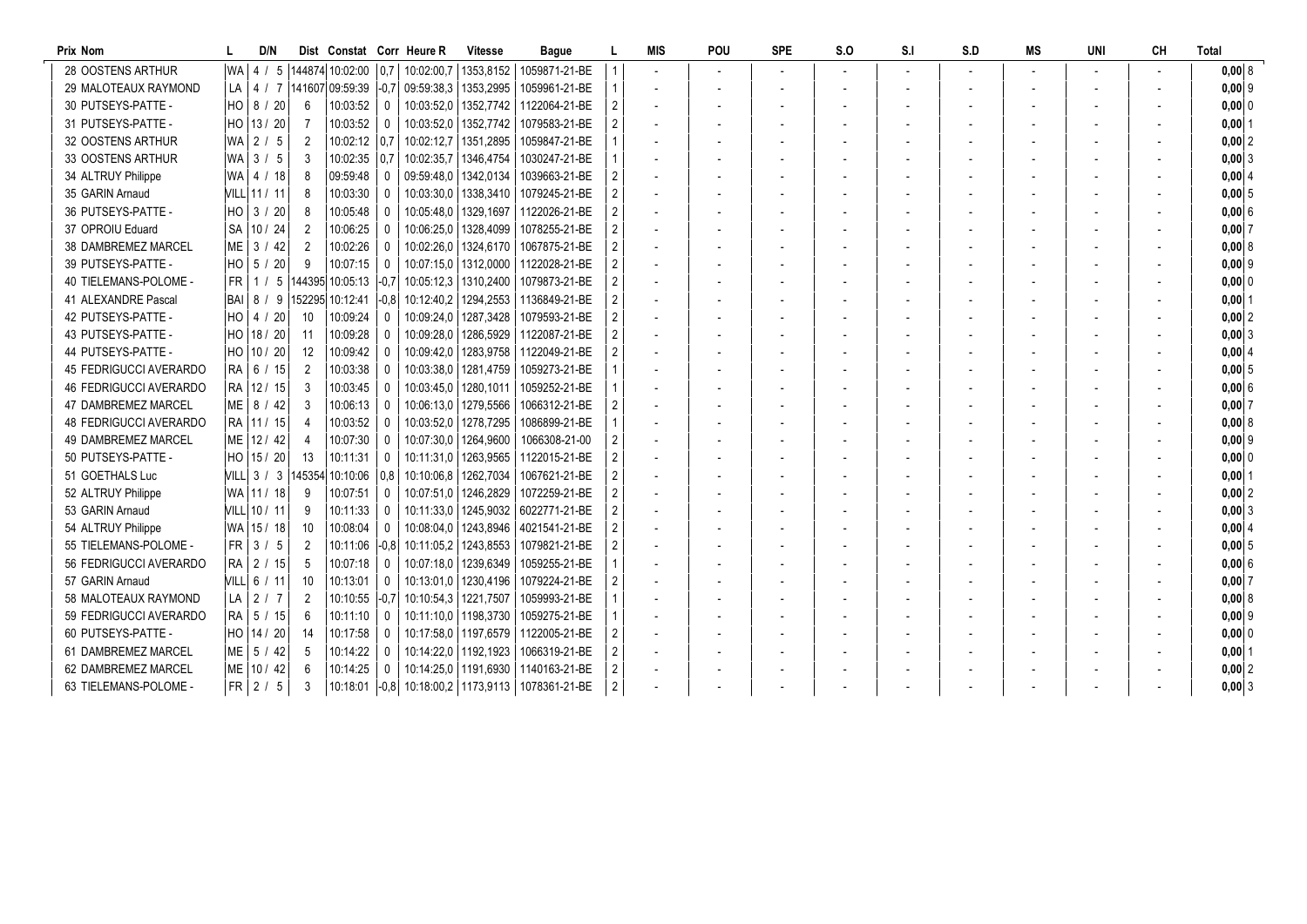| Prix | Nom | L | D/N | Dist | Constat | Corr | Heure R | Vitesse | Bague | L | MIS | POU | SPE | S.O | S.I | S.D | MS | UNI | CH | Total |
|---|---|---|---|---|---|---|---|---|---|---|---|---|---|---|---|---|---|---|---|---|
| 28 | OOSTENS ARTHUR | WA | 4 / 5 | 144874 | 10:02:00 | 0,7 | 10:02:00,7 | 1353,8152 | 1059871-21-BE | 1 | - | - | - | - | - | - | - | - | - | 0,00 8 |
| 29 | MALOTEAUX RAYMOND | LA | 4 / 7 | 141607 | 09:59:39 | -0,7 | 09:59:38,3 | 1353,2995 | 1059961-21-BE | 1 | - | - | - | - | - | - | - | - | - | 0,00 9 |
| 30 | PUTSEYS-PATTE - | HO | 8 / 20 | 6 | 10:03:52 | 0 | 10:03:52,0 | 1352,7742 | 1122064-21-BE | 2 | - | - | - | - | - | - | - | - | - | 0,00 0 |
| 31 | PUTSEYS-PATTE - | HO | 13 / 20 | 7 | 10:03:52 | 0 | 10:03:52,0 | 1352,7742 | 1079583-21-BE | 2 | - | - | - | - | - | - | - | - | - | 0,00 1 |
| 32 | OOSTENS ARTHUR | WA | 2 / 5 | 2 | 10:02:12 | 0,7 | 10:02:12,7 | 1351,2895 | 1059847-21-BE | 1 | - | - | - | - | - | - | - | - | - | 0,00 2 |
| 33 | OOSTENS ARTHUR | WA | 3 / 5 | 3 | 10:02:35 | 0,7 | 10:02:35,7 | 1346,4754 | 1030247-21-BE | 1 | - | - | - | - | - | - | - | - | - | 0,00 3 |
| 34 | ALTRUY Philippe | WA | 4 / 18 | 8 | 09:59:48 | 0 | 09:59:48,0 | 1342,0134 | 1039663-21-BE | 2 | - | - | - | - | - | - | - | - | - | 0,00 4 |
| 35 | GARIN Arnaud | VILL | 11 / 11 | 8 | 10:03:30 | 0 | 10:03:30,0 | 1338,3410 | 1079245-21-BE | 2 | - | - | - | - | - | - | - | - | - | 0,00 5 |
| 36 | PUTSEYS-PATTE - | HO | 3 / 20 | 8 | 10:05:48 | 0 | 10:05:48,0 | 1329,1697 | 1122026-21-BE | 2 | - | - | - | - | - | - | - | - | - | 0,00 6 |
| 37 | OPROIU Eduard | SA | 10 / 24 | 2 | 10:06:25 | 0 | 10:06:25,0 | 1328,4099 | 1078255-21-BE | 2 | - | - | - | - | - | - | - | - | - | 0,00 7 |
| 38 | DAMBREMEZ MARCEL | ME | 3 / 42 | 2 | 10:02:26 | 0 | 10:02:26,0 | 1324,6170 | 1067875-21-BE | 2 | - | - | - | - | - | - | - | - | - | 0,00 8 |
| 39 | PUTSEYS-PATTE - | HO | 5 / 20 | 9 | 10:07:15 | 0 | 10:07:15,0 | 1312,0000 | 1122028-21-BE | 2 | - | - | - | - | - | - | - | - | - | 0,00 9 |
| 40 | TIELEMANS-POLOME - | FR | 1 / 5 | 144395 | 10:05:13 | -0,7 | 10:05:12,3 | 1310,2400 | 1079873-21-BE | 2 | - | - | - | - | - | - | - | - | - | 0,00 0 |
| 41 | ALEXANDRE Pascal | BAI | 8 / 9 | 152295 | 10:12:41 | -0,8 | 10:12:40,2 | 1294,2553 | 1136849-21-BE | 2 | - | - | - | - | - | - | - | - | - | 0,00 1 |
| 42 | PUTSEYS-PATTE - | HO | 4 / 20 | 10 | 10:09:24 | 0 | 10:09:24,0 | 1287,3428 | 1079593-21-BE | 2 | - | - | - | - | - | - | - | - | - | 0,00 2 |
| 43 | PUTSEYS-PATTE - | HO | 18 / 20 | 11 | 10:09:28 | 0 | 10:09:28,0 | 1286,5929 | 1122087-21-BE | 2 | - | - | - | - | - | - | - | - | - | 0,00 3 |
| 44 | PUTSEYS-PATTE - | HO | 10 / 20 | 12 | 10:09:42 | 0 | 10:09:42,0 | 1283,9758 | 1122049-21-BE | 2 | - | - | - | - | - | - | - | - | - | 0,00 4 |
| 45 | FEDRIGUCCI AVERARDO | RA | 6 / 15 | 2 | 10:03:38 | 0 | 10:03:38,0 | 1281,4759 | 1059273-21-BE | 1 | - | - | - | - | - | - | - | - | - | 0,00 5 |
| 46 | FEDRIGUCCI AVERARDO | RA | 12 / 15 | 3 | 10:03:45 | 0 | 10:03:45,0 | 1280,1011 | 1059252-21-BE | 1 | - | - | - | - | - | - | - | - | - | 0,00 6 |
| 47 | DAMBREMEZ MARCEL | ME | 8 / 42 | 3 | 10:06:13 | 0 | 10:06:13,0 | 1279,5566 | 1066312-21-BE | 2 | - | - | - | - | - | - | - | - | - | 0,00 7 |
| 48 | FEDRIGUCCI AVERARDO | RA | 11 / 15 | 4 | 10:03:52 | 0 | 10:03:52,0 | 1278,7295 | 1086899-21-BE | 1 | - | - | - | - | - | - | - | - | - | 0,00 8 |
| 49 | DAMBREMEZ MARCEL | ME | 12 / 42 | 4 | 10:07:30 | 0 | 10:07:30,0 | 1264,9600 | 1066308-21-00 | 2 | - | - | - | - | - | - | - | - | - | 0,00 9 |
| 50 | PUTSEYS-PATTE - | HO | 15 / 20 | 13 | 10:11:31 | 0 | 10:11:31,0 | 1263,9565 | 1122015-21-BE | 2 | - | - | - | - | - | - | - | - | - | 0,00 0 |
| 51 | GOETHALS Luc | VILL | 3 / 3 | 145354 | 10:10:06 | 0,8 | 10:10:06,8 | 1262,7034 | 1067621-21-BE | 2 | - | - | - | - | - | - | - | - | - | 0,00 1 |
| 52 | ALTRUY Philippe | WA | 11 / 18 | 9 | 10:07:51 | 0 | 10:07:51,0 | 1246,2829 | 1072259-21-BE | 2 | - | - | - | - | - | - | - | - | - | 0,00 2 |
| 53 | GARIN Arnaud | VILL | 10 / 11 | 9 | 10:11:33 | 0 | 10:11:33,0 | 1245,9032 | 6022771-21-BE | 2 | - | - | - | - | - | - | - | - | - | 0,00 3 |
| 54 | ALTRUY Philippe | WA | 15 / 18 | 10 | 10:08:04 | 0 | 10:08:04,0 | 1243,8946 | 4021541-21-BE | 2 | - | - | - | - | - | - | - | - | - | 0,00 4 |
| 55 | TIELEMANS-POLOME - | FR | 3 / 5 | 2 | 10:11:06 | -0,8 | 10:11:05,2 | 1243,8553 | 1079821-21-BE | 2 | - | - | - | - | - | - | - | - | - | 0,00 5 |
| 56 | FEDRIGUCCI AVERARDO | RA | 2 / 15 | 5 | 10:07:18 | 0 | 10:07:18,0 | 1239,6349 | 1059255-21-BE | 1 | - | - | - | - | - | - | - | - | - | 0,00 6 |
| 57 | GARIN Arnaud | VILL | 6 / 11 | 10 | 10:13:01 | 0 | 10:13:01,0 | 1230,4196 | 1079224-21-BE | 2 | - | - | - | - | - | - | - | - | - | 0,00 7 |
| 58 | MALOTEAUX RAYMOND | LA | 2 / 7 | 2 | 10:10:55 | -0,7 | 10:10:54,3 | 1221,7507 | 1059993-21-BE | 1 | - | - | - | - | - | - | - | - | - | 0,00 8 |
| 59 | FEDRIGUCCI AVERARDO | RA | 5 / 15 | 6 | 10:11:10 | 0 | 10:11:10,0 | 1198,3730 | 1059275-21-BE | 1 | - | - | - | - | - | - | - | - | - | 0,00 9 |
| 60 | PUTSEYS-PATTE - | HO | 14 / 20 | 14 | 10:17:58 | 0 | 10:17:58,0 | 1197,6579 | 1122005-21-BE | 2 | - | - | - | - | - | - | - | - | - | 0,00 0 |
| 61 | DAMBREMEZ MARCEL | ME | 5 / 42 | 5 | 10:14:22 | 0 | 10:14:22,0 | 1192,1923 | 1066619-21-BE | 2 | - | - | - | - | - | - | - | - | - | 0,00 1 |
| 62 | DAMBREMEZ MARCEL | ME | 10 / 42 | 6 | 10:14:25 | 0 | 10:14:25,0 | 1191,6930 | 1140163-21-BE | 2 | - | - | - | - | - | - | - | - | - | 0,00 2 |
| 63 | TIELEMANS-POLOME - | FR | 2 / 5 | 3 | 10:18:01 | -0,8 | 10:18:00,2 | 1173,9113 | 1078361-21-BE | 2 | - | - | - | - | - | - | - | - | - | 0,00 3 |